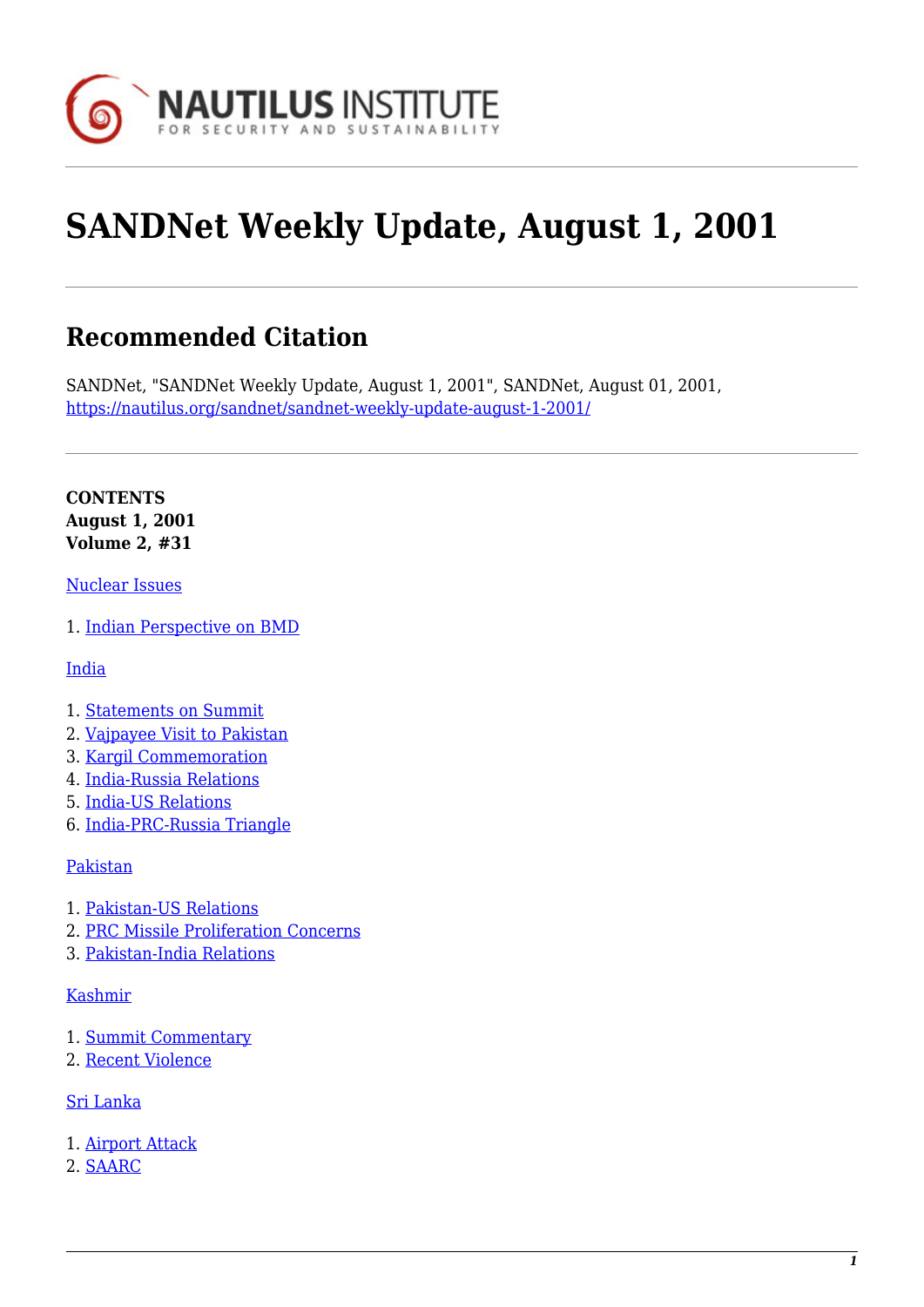# SANDNet Weekly Update, August 1, 2001

## Recommended Citation

SANDNet, "SANDNet Weekly Update, August 1, 2001", SANDNet, August 01, 2001, https://nautilus.org/sandnet/sandnet-weekly-update-august-1-2001/

**CONTENTS**
**August 1, 2001**
**Volume 2, #31**

Nuclear Issues

1. Indian Perspective on BMD

India

1. Statements on Summit
2. Vajpayee Visit to Pakistan
3. Kargil Commemoration
4. India-Russia Relations
5. India-US Relations
6. India-PRC-Russia Triangle

Pakistan

1. Pakistan-US Relations
2. PRC Missile Proliferation Concerns
3. Pakistan-India Relations

Kashmir

1. Summit Commentary
2. Recent Violence

Sri Lanka

1. Airport Attack
2. SAARC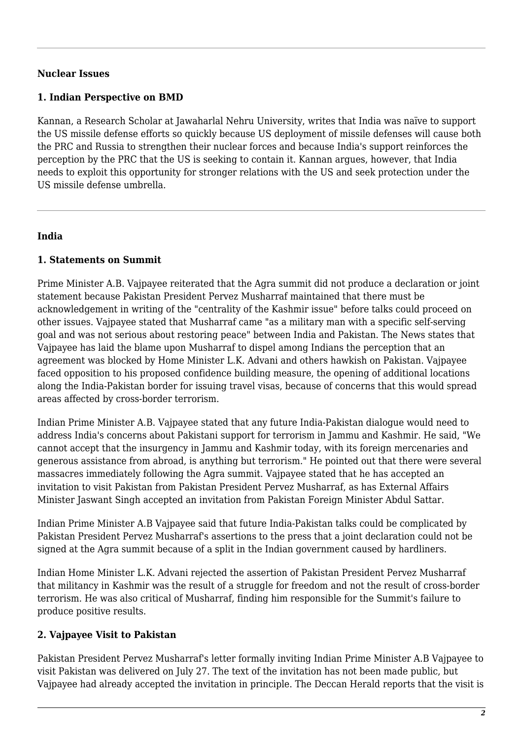## Nuclear Issues

### 1. Indian Perspective on BMD

Kannan, a Research Scholar at Jawaharlal Nehru University, writes that India was naïve to support the US missile defense efforts so quickly because US deployment of missile defenses will cause both the PRC and Russia to strengthen their nuclear forces and because India's support reinforces the perception by the PRC that the US is seeking to contain it. Kannan argues, however, that India needs to exploit this opportunity for stronger relations with the US and seek protection under the US missile defense umbrella.

## India

### 1. Statements on Summit

Prime Minister A.B. Vajpayee reiterated that the Agra summit did not produce a declaration or joint statement because Pakistan President Pervez Musharraf maintained that there must be acknowledgement in writing of the "centrality of the Kashmir issue" before talks could proceed on other issues. Vajpayee stated that Musharraf came "as a military man with a specific self-serving goal and was not serious about restoring peace" between India and Pakistan. The News states that Vajpayee has laid the blame upon Musharraf to dispel among Indians the perception that an agreement was blocked by Home Minister L.K. Advani and others hawkish on Pakistan. Vajpayee faced opposition to his proposed confidence building measure, the opening of additional locations along the India-Pakistan border for issuing travel visas, because of concerns that this would spread areas affected by cross-border terrorism.

Indian Prime Minister A.B. Vajpayee stated that any future India-Pakistan dialogue would need to address India's concerns about Pakistani support for terrorism in Jammu and Kashmir. He said, "We cannot accept that the insurgency in Jammu and Kashmir today, with its foreign mercenaries and generous assistance from abroad, is anything but terrorism." He pointed out that there were several massacres immediately following the Agra summit. Vajpayee stated that he has accepted an invitation to visit Pakistan from Pakistan President Pervez Musharraf, as has External Affairs Minister Jaswant Singh accepted an invitation from Pakistan Foreign Minister Abdul Sattar.

Indian Prime Minister A.B Vajpayee said that future India-Pakistan talks could be complicated by Pakistan President Pervez Musharraf's assertions to the press that a joint declaration could not be signed at the Agra summit because of a split in the Indian government caused by hardliners.

Indian Home Minister L.K. Advani rejected the assertion of Pakistan President Pervez Musharraf that militancy in Kashmir was the result of a struggle for freedom and not the result of cross-border terrorism. He was also critical of Musharraf, finding him responsible for the Summit's failure to produce positive results.

### 2. Vajpayee Visit to Pakistan

Pakistan President Pervez Musharraf's letter formally inviting Indian Prime Minister A.B Vajpayee to visit Pakistan was delivered on July 27. The text of the invitation has not been made public, but Vajpayee had already accepted the invitation in principle. The Deccan Herald reports that the visit is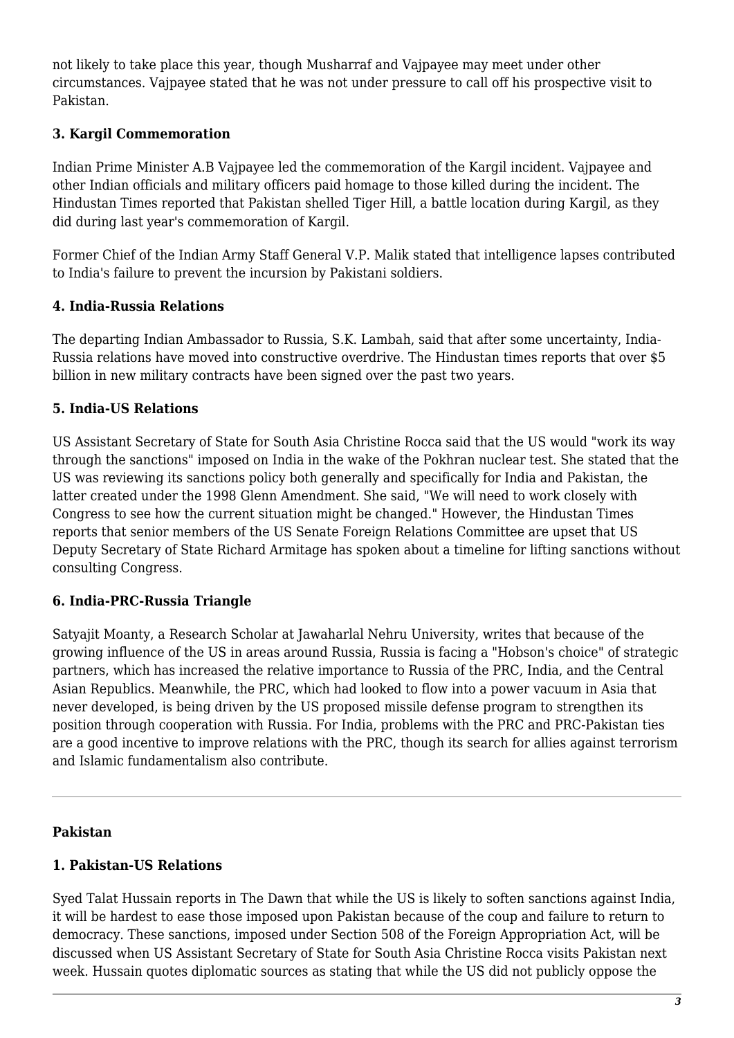not likely to take place this year, though Musharraf and Vajpayee may meet under other circumstances. Vajpayee stated that he was not under pressure to call off his prospective visit to Pakistan.

**3. Kargil Commemoration**

Indian Prime Minister A.B Vajpayee led the commemoration of the Kargil incident. Vajpayee and other Indian officials and military officers paid homage to those killed during the incident. The Hindustan Times reported that Pakistan shelled Tiger Hill, a battle location during Kargil, as they did during last year's commemoration of Kargil.

Former Chief of the Indian Army Staff General V.P. Malik stated that intelligence lapses contributed to India's failure to prevent the incursion by Pakistani soldiers.

**4. India-Russia Relations**

The departing Indian Ambassador to Russia, S.K. Lambah, said that after some uncertainty, India-Russia relations have moved into constructive overdrive. The Hindustan times reports that over $5 billion in new military contracts have been signed over the past two years.

**5. India-US Relations**

US Assistant Secretary of State for South Asia Christine Rocca said that the US would "work its way through the sanctions" imposed on India in the wake of the Pokhran nuclear test. She stated that the US was reviewing its sanctions policy both generally and specifically for India and Pakistan, the latter created under the 1998 Glenn Amendment. She said, "We will need to work closely with Congress to see how the current situation might be changed." However, the Hindustan Times reports that senior members of the US Senate Foreign Relations Committee are upset that US Deputy Secretary of State Richard Armitage has spoken about a timeline for lifting sanctions without consulting Congress.

**6. India-PRC-Russia Triangle**

Satyajit Moanty, a Research Scholar at Jawaharlal Nehru University, writes that because of the growing influence of the US in areas around Russia, Russia is facing a "Hobson's choice" of strategic partners, which has increased the relative importance to Russia of the PRC, India, and the Central Asian Republics. Meanwhile, the PRC, which had looked to flow into a power vacuum in Asia that never developed, is being driven by the US proposed missile defense program to strengthen its position through cooperation with Russia. For India, problems with the PRC and PRC-Pakistan ties are a good incentive to improve relations with the PRC, though its search for allies against terrorism and Islamic fundamentalism also contribute.

---

**Pakistan**

**1. Pakistan-US Relations**

Syed Talat Hussain reports in The Dawn that while the US is likely to soften sanctions against India, it will be hardest to ease those imposed upon Pakistan because of the coup and failure to return to democracy. These sanctions, imposed under Section 508 of the Foreign Appropriation Act, will be discussed when US Assistant Secretary of State for South Asia Christine Rocca visits Pakistan next week. Hussain quotes diplomatic sources as stating that while the US did not publicly oppose the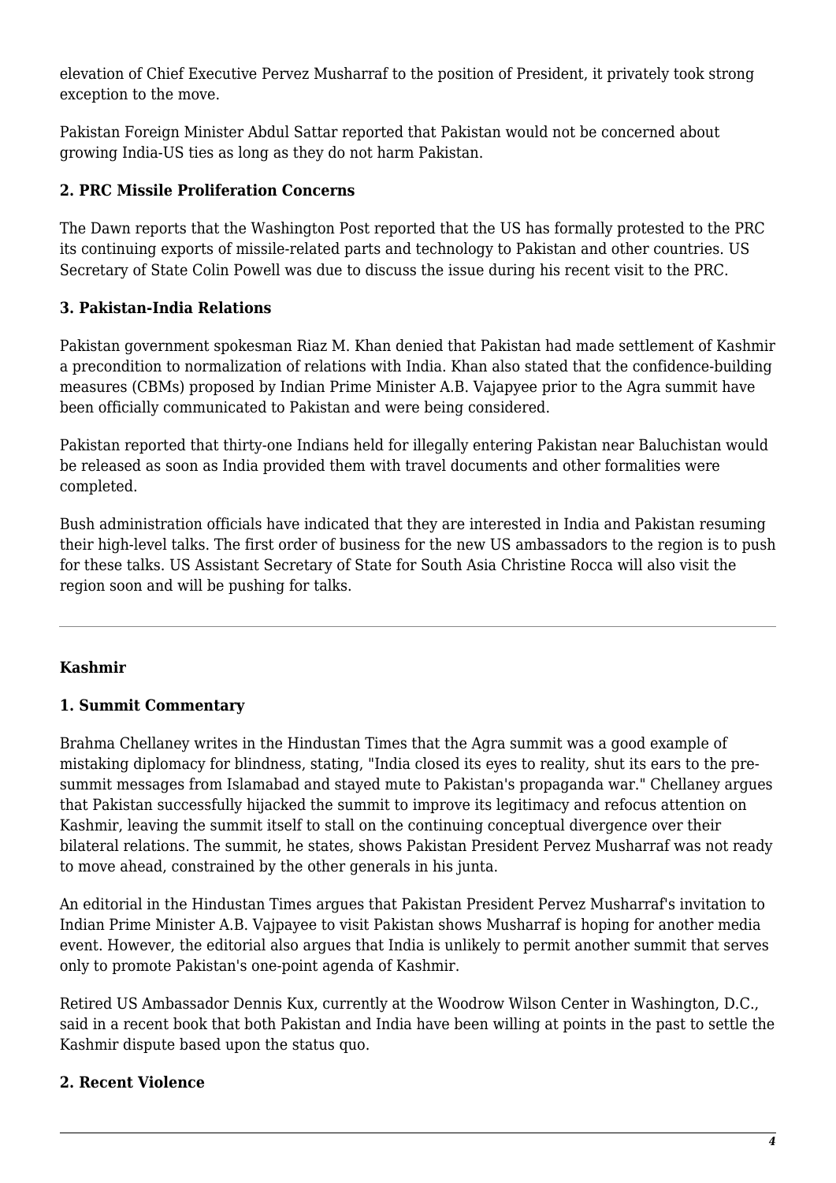elevation of Chief Executive Pervez Musharraf to the position of President, it privately took strong exception to the move.

Pakistan Foreign Minister Abdul Sattar reported that Pakistan would not be concerned about growing India-US ties as long as they do not harm Pakistan.

### 2. PRC Missile Proliferation Concerns

The Dawn reports that the Washington Post reported that the US has formally protested to the PRC its continuing exports of missile-related parts and technology to Pakistan and other countries. US Secretary of State Colin Powell was due to discuss the issue during his recent visit to the PRC.

### 3. Pakistan-India Relations

Pakistan government spokesman Riaz M. Khan denied that Pakistan had made settlement of Kashmir a precondition to normalization of relations with India. Khan also stated that the confidence-building measures (CBMs) proposed by Indian Prime Minister A.B. Vajapyee prior to the Agra summit have been officially communicated to Pakistan and were being considered.

Pakistan reported that thirty-one Indians held for illegally entering Pakistan near Baluchistan would be released as soon as India provided them with travel documents and other formalities were completed.

Bush administration officials have indicated that they are interested in India and Pakistan resuming their high-level talks. The first order of business for the new US ambassadors to the region is to push for these talks. US Assistant Secretary of State for South Asia Christine Rocca will also visit the region soon and will be pushing for talks.

---

## Kashmir

### 1. Summit Commentary

Brahma Chellaney writes in the Hindustan Times that the Agra summit was a good example of mistaking diplomacy for blindness, stating, "India closed its eyes to reality, shut its ears to the pre-summit messages from Islamabad and stayed mute to Pakistan's propaganda war." Chellaney argues that Pakistan successfully hijacked the summit to improve its legitimacy and refocus attention on Kashmir, leaving the summit itself to stall on the continuing conceptual divergence over their bilateral relations. The summit, he states, shows Pakistan President Pervez Musharraf was not ready to move ahead, constrained by the other generals in his junta.

An editorial in the Hindustan Times argues that Pakistan President Pervez Musharraf's invitation to Indian Prime Minister A.B. Vajpayee to visit Pakistan shows Musharraf is hoping for another media event. However, the editorial also argues that India is unlikely to permit another summit that serves only to promote Pakistan's one-point agenda of Kashmir.

Retired US Ambassador Dennis Kux, currently at the Woodrow Wilson Center in Washington, D.C., said in a recent book that both Pakistan and India have been willing at points in the past to settle the Kashmir dispute based upon the status quo.

### 2. Recent Violence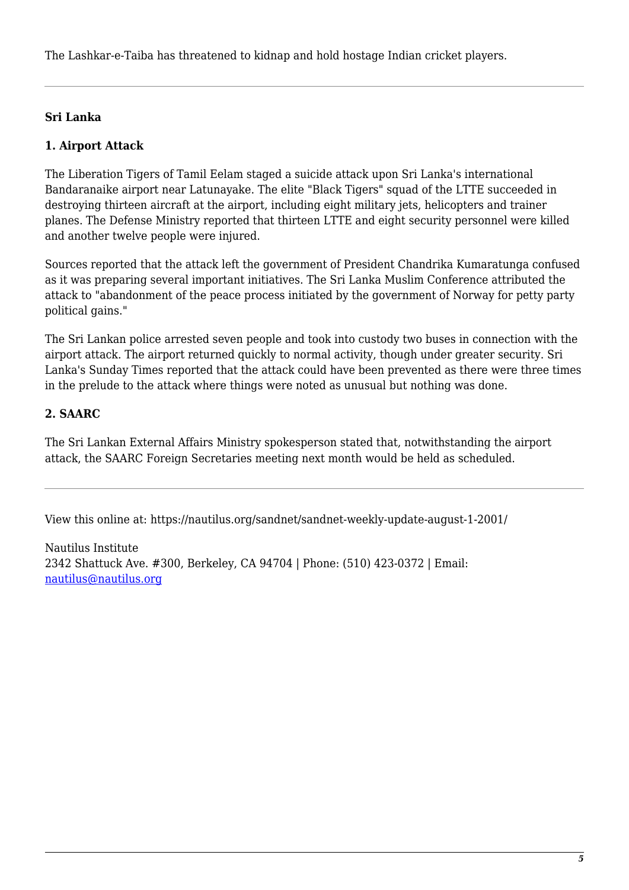The Lashkar-e-Taiba has threatened to kidnap and hold hostage Indian cricket players.

---

**Sri Lanka**

**1. Airport Attack**

The Liberation Tigers of Tamil Eelam staged a suicide attack upon Sri Lanka's international Bandaranaike airport near Latunayake. The elite "Black Tigers" squad of the LTTE succeeded in destroying thirteen aircraft at the airport, including eight military jets, helicopters and trainer planes. The Defense Ministry reported that thirteen LTTE and eight security personnel were killed and another twelve people were injured.

Sources reported that the attack left the government of President Chandrika Kumaratunga confused as it was preparing several important initiatives. The Sri Lanka Muslim Conference attributed the attack to "abandonment of the peace process initiated by the government of Norway for petty party political gains."

The Sri Lankan police arrested seven people and took into custody two buses in connection with the airport attack. The airport returned quickly to normal activity, though under greater security. Sri Lanka's Sunday Times reported that the attack could have been prevented as there were three times in the prelude to the attack where things were noted as unusual but nothing was done.

**2. SAARC**

The Sri Lankan External Affairs Ministry spokesperson stated that, notwithstanding the airport attack, the SAARC Foreign Secretaries meeting next month would be held as scheduled.

---

View this online at: https://nautilus.org/sandnet/sandnet-weekly-update-august-1-2001/

Nautilus Institute
2342 Shattuck Ave. #300, Berkeley, CA 94704 | Phone: (510) 423-0372 | Email: nautilus@nautilus.org